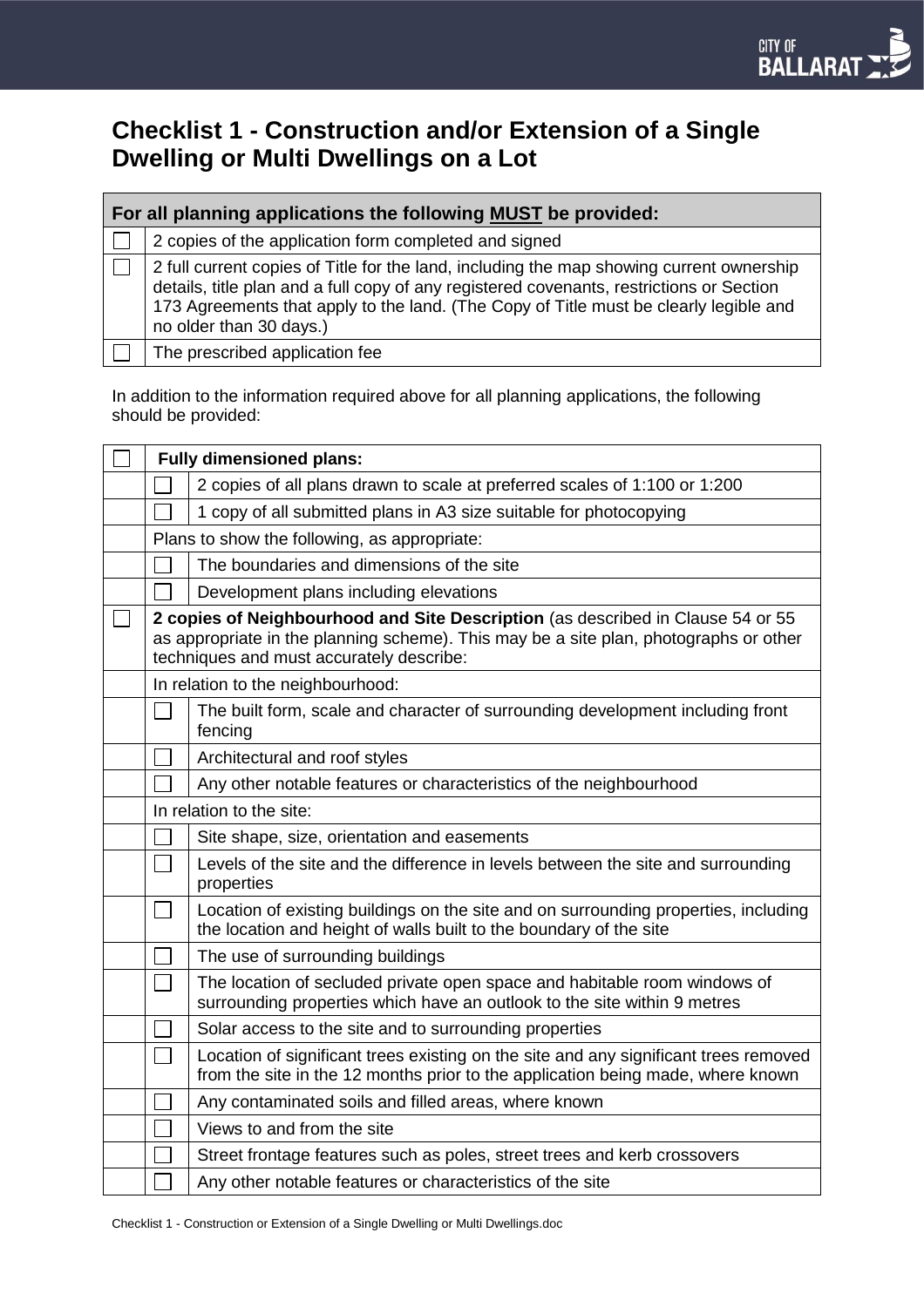# Checklist 1 - Construction and/or Extension of a Single Dwelling or Multi Dwellings on a Lot

| | For all planning applications the following <u>MUST</u> be provided: |
|---|---|
| ☐ | 2 copies of the application form completed and signed |
| ☐ | 2 full current copies of Title for the land, including the map showing current ownership details, title plan and a full copy of any registered covenants, restrictions or Section 173 Agreements that apply to the land. (The Copy of Title must be clearly legible and no older than 30 days.) |
| ☐ | The prescribed application fee |

In addition to the information required above for all planning applications, the following should be provided:

| | | |
|---|---|---|
| ☐ | **Fully dimensioned plans:** | |
| | ☐ | 2 copies of all plans drawn to scale at preferred scales of 1:100 or 1:200 |
| | ☐ | 1 copy of all submitted plans in A3 size suitable for photocopying |
| | Plans to show the following, as appropriate: | |
| | ☐ | The boundaries and dimensions of the site |
| | ☐ | Development plans including elevations |
| ☐ | **2 copies of Neighbourhood and Site Description** (as described in Clause 54 or 55 as appropriate in the planning scheme). This may be a site plan, photographs or other techniques and must accurately describe: | |
| | In relation to the neighbourhood: | |
| | ☐ | The built form, scale and character of surrounding development including front fencing |
| | ☐ | Architectural and roof styles |
| | ☐ | Any other notable features or characteristics of the neighbourhood |
| | In relation to the site: | |
| | ☐ | Site shape, size, orientation and easements |
| | ☐ | Levels of the site and the difference in levels between the site and surrounding properties |
| | ☐ | Location of existing buildings on the site and on surrounding properties, including the location and height of walls built to the boundary of the site |
| | ☐ | The use of surrounding buildings |
| | ☐ | The location of secluded private open space and habitable room windows of surrounding properties which have an outlook to the site within 9 metres |
| | ☐ | Solar access to the site and to surrounding properties |
| | ☐ | Location of significant trees existing on the site and any significant trees removed from the site in the 12 months prior to the application being made, where known |
| | ☐ | Any contaminated soils and filled areas, where known |
| | ☐ | Views to and from the site |
| | ☐ | Street frontage features such as poles, street trees and kerb crossovers |
| | ☐ | Any other notable features or characteristics of the site |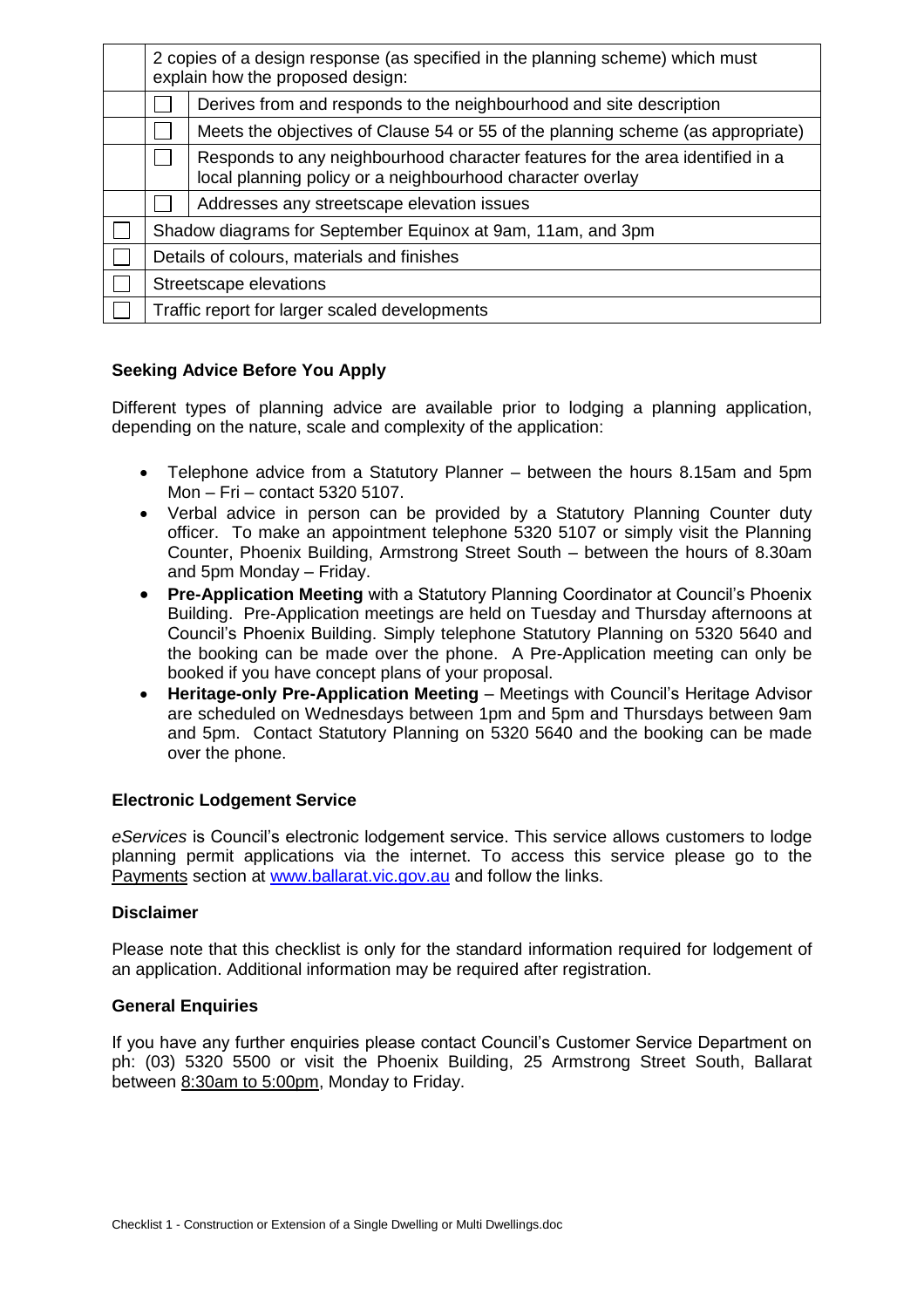| | | |
|---|---|---|
| | 2 copies of a design response (as specified in the planning scheme) which must explain how the proposed design: | |
| | ☐ | Derives from and responds to the neighbourhood and site description |
| | ☐ | Meets the objectives of Clause 54 or 55 of the planning scheme (as appropriate) |
| | ☐ | Responds to any neighbourhood character features for the area identified in a local planning policy or a neighbourhood character overlay |
| | ☐ | Addresses any streetscape elevation issues |
| ☐ | Shadow diagrams for September Equinox at 9am, 11am, and 3pm | |
| ☐ | Details of colours, materials and finishes | |
| ☐ | Streetscape elevations | |
| ☐ | Traffic report for larger scaled developments | |

**Seeking Advice Before You Apply**

Different types of planning advice are available prior to lodging a planning application, depending on the nature, scale and complexity of the application:

- Telephone advice from a Statutory Planner – between the hours 8.15am and 5pm Mon – Fri – contact 5320 5107.
- Verbal advice in person can be provided by a Statutory Planning Counter duty officer. To make an appointment telephone 5320 5107 or simply visit the Planning Counter, Phoenix Building, Armstrong Street South – between the hours of 8.30am and 5pm Monday – Friday.
- **Pre-Application Meeting** with a Statutory Planning Coordinator at Council's Phoenix Building. Pre-Application meetings are held on Tuesday and Thursday afternoons at Council's Phoenix Building. Simply telephone Statutory Planning on 5320 5640 and the booking can be made over the phone. A Pre-Application meeting can only be booked if you have concept plans of your proposal.
- **Heritage-only Pre-Application Meeting** – Meetings with Council's Heritage Advisor are scheduled on Wednesdays between 1pm and 5pm and Thursdays between 9am and 5pm. Contact Statutory Planning on 5320 5640 and the booking can be made over the phone.

**Electronic Lodgement Service**

*eServices* is Council's electronic lodgement service. This service allows customers to lodge planning permit applications via the internet. To access this service please go to the Payments section at www.ballarat.vic.gov.au and follow the links.

**Disclaimer**

Please note that this checklist is only for the standard information required for lodgement of an application. Additional information may be required after registration.

**General Enquiries**

If you have any further enquiries please contact Council's Customer Service Department on ph: (03) 5320 5500 or visit the Phoenix Building, 25 Armstrong Street South, Ballarat between 8:30am to 5:00pm, Monday to Friday.